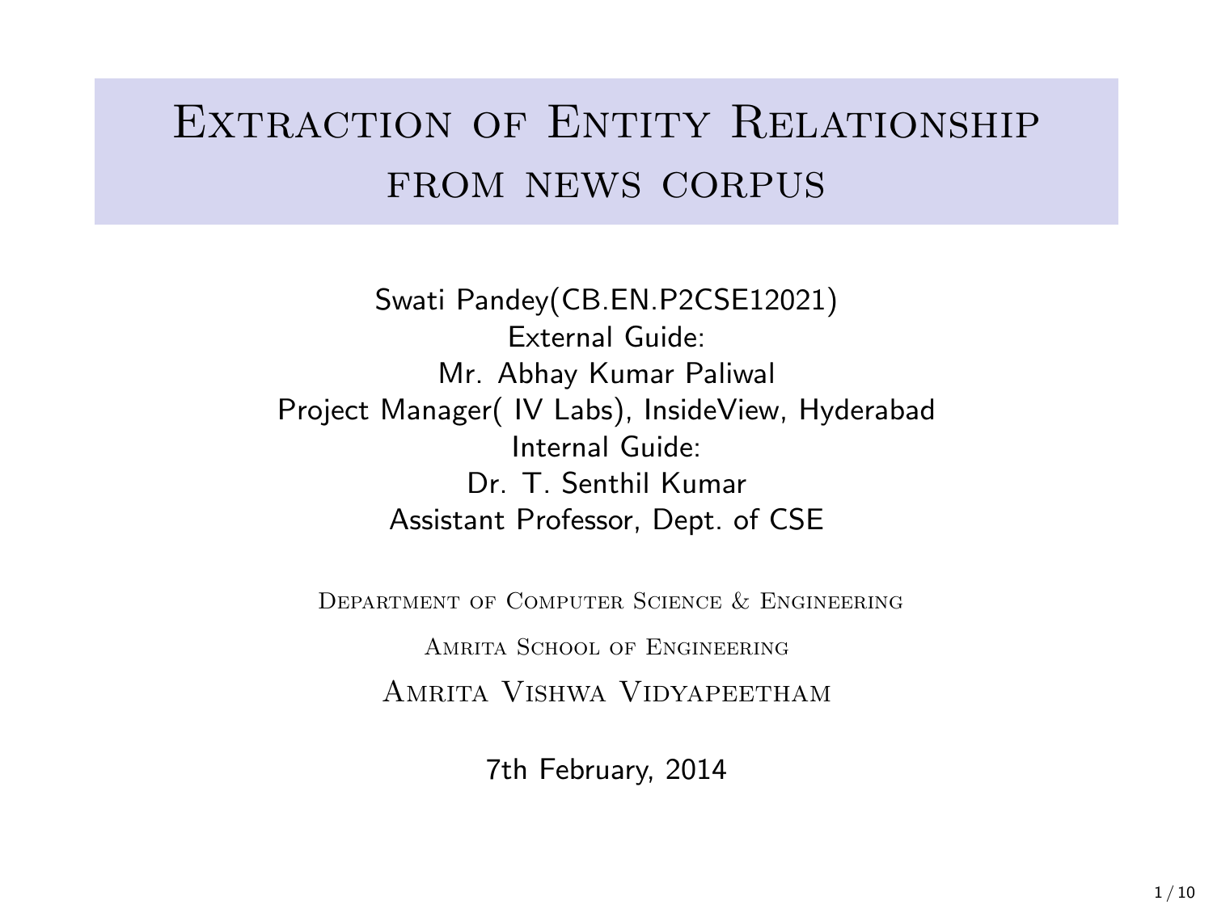# Extraction of Entity Relationship from news corpus

Swati Pandey(CB.EN.P2CSE12021)
External Guide:
Mr. Abhay Kumar Paliwal
Project Manager( IV Labs), InsideView, Hyderabad
Internal Guide:
Dr. T. Senthil Kumar
Assistant Professor, Dept. of CSE

Department of Computer Science & Engineering

Amrita School of Engineering

Amrita Vishwa Vidyapeetham

7th February, 2014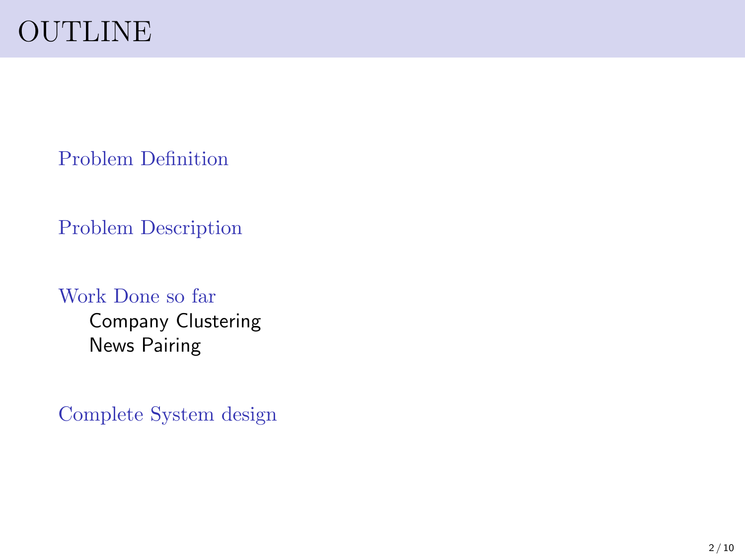# OUTLINE

- Problem Definition
- Problem Description
- Work Done so far
  - Company Clustering
  - News Pairing
- Complete System design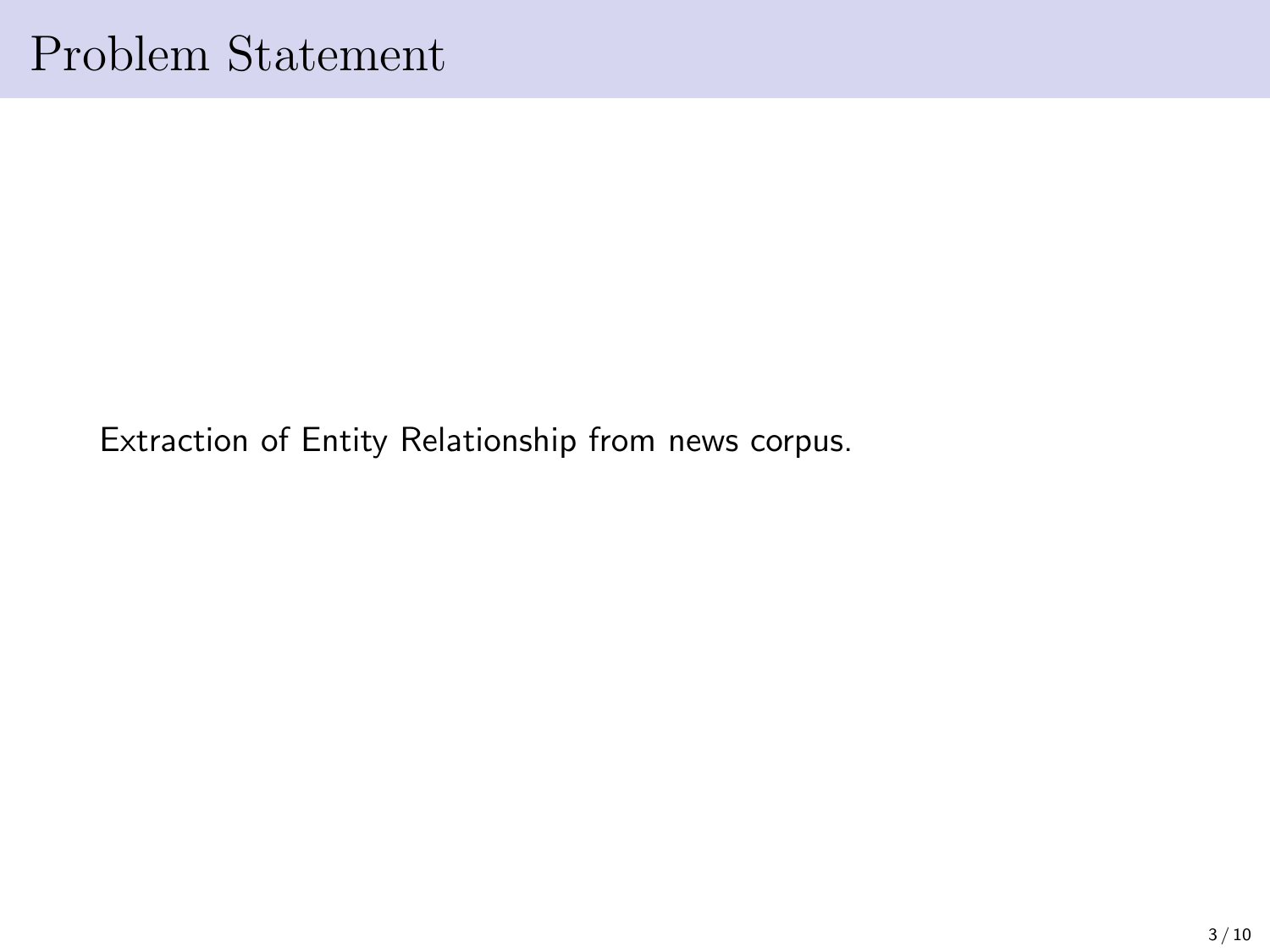# Problem Statement

Extraction of Entity Relationship from news corpus.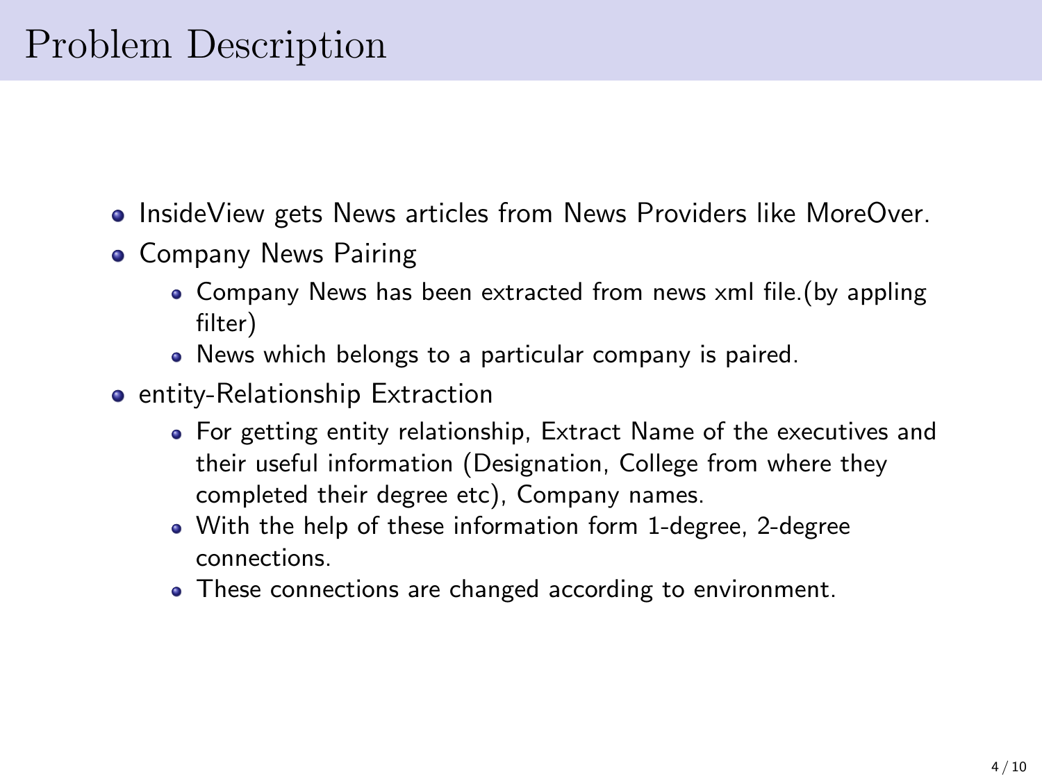# Problem Description

- InsideView gets News articles from News Providers like MoreOver.
- Company News Pairing
  - Company News has been extracted from news xml file.(by appling filter)
  - News which belongs to a particular company is paired.
- entity-Relationship Extraction
  - For getting entity relationship, Extract Name of the executives and their useful information (Designation, College from where they completed their degree etc), Company names.
  - With the help of these information form 1-degree, 2-degree connections.
  - These connections are changed according to environment.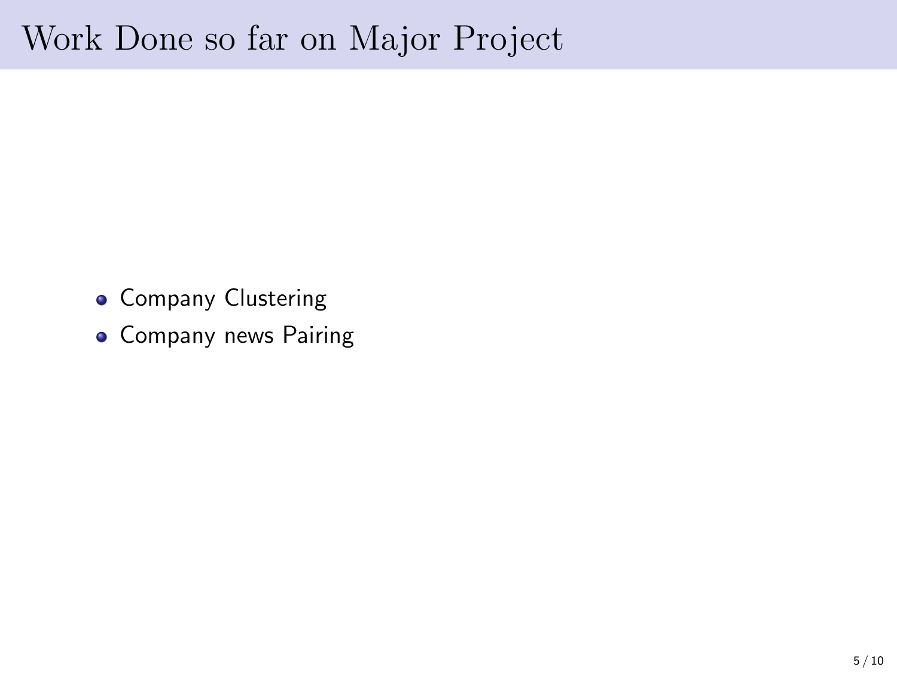# Work Done so far on Major Project

- Company Clustering
- Company news Pairing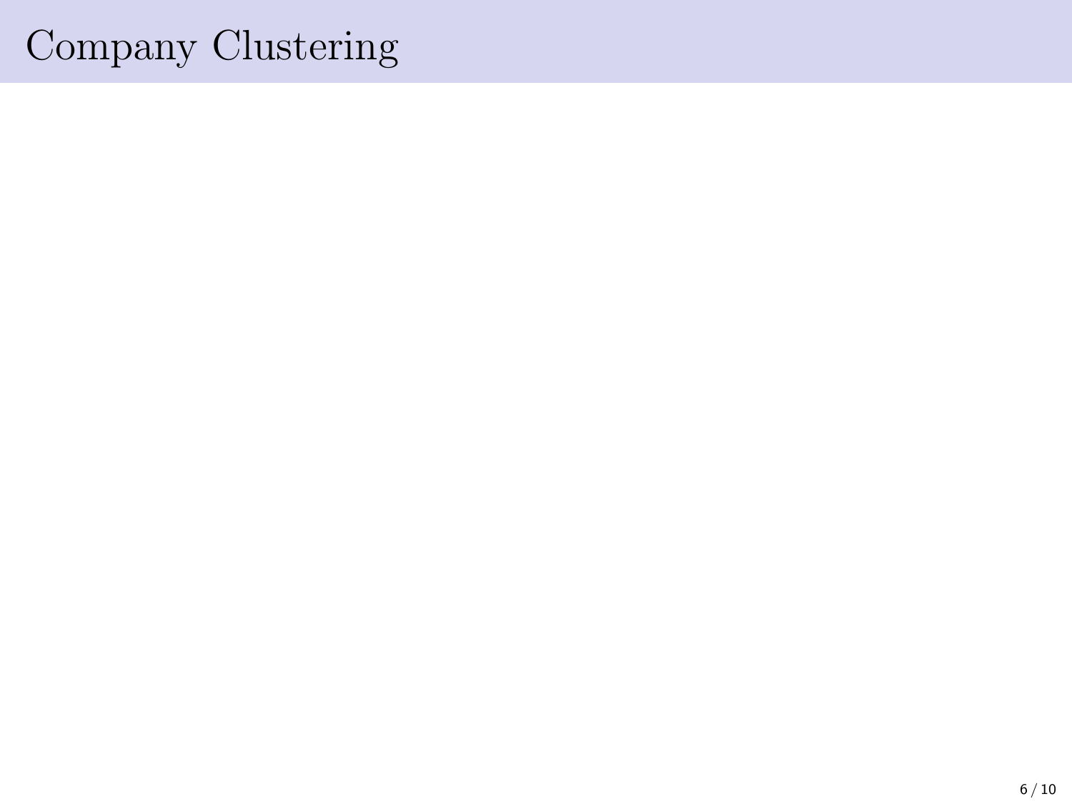# Company Clustering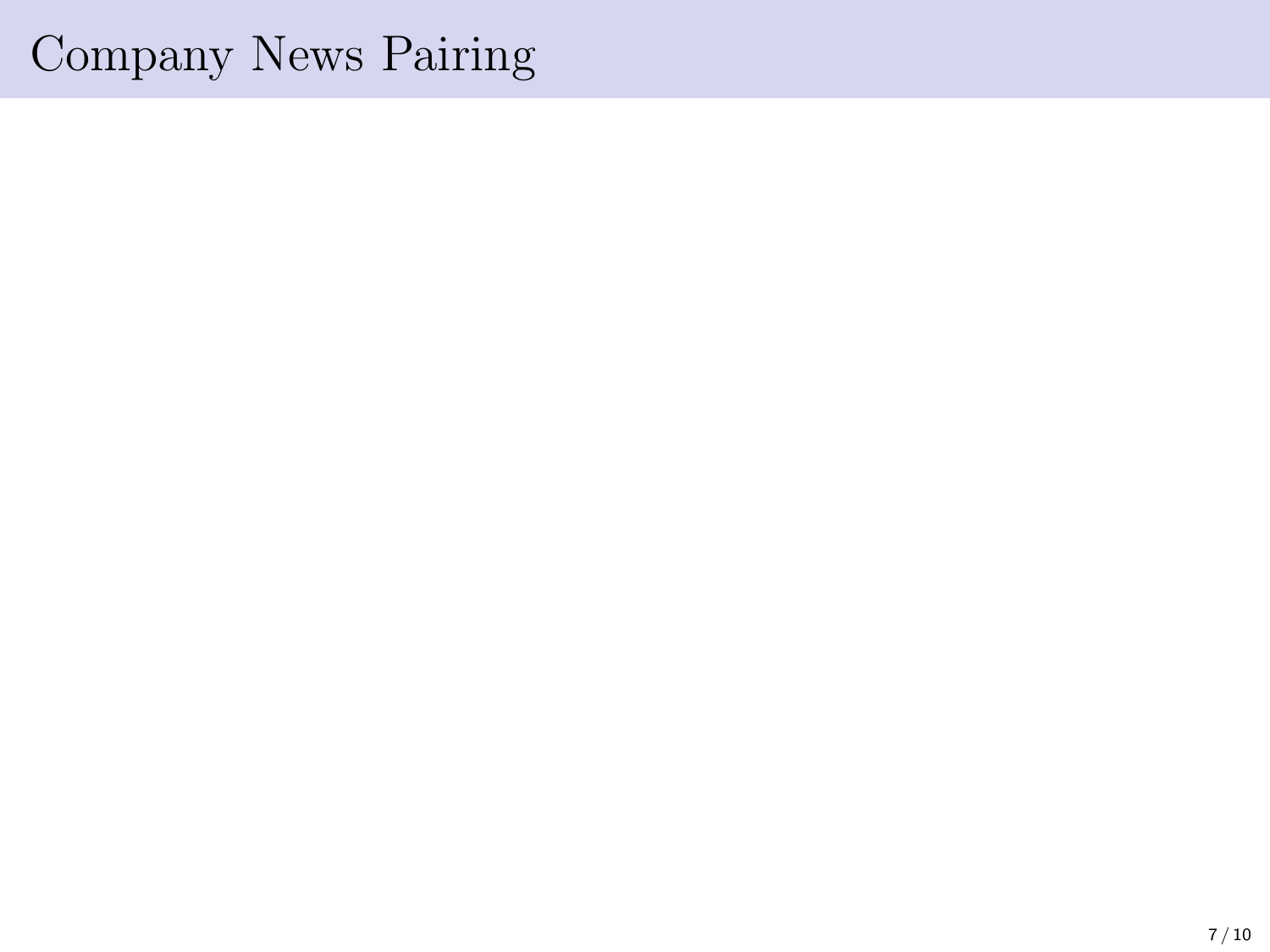# Company News Pairing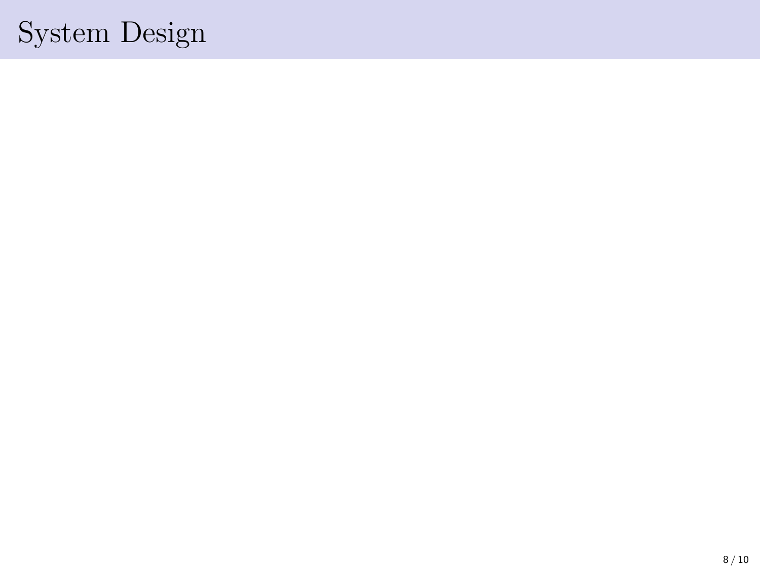# System Design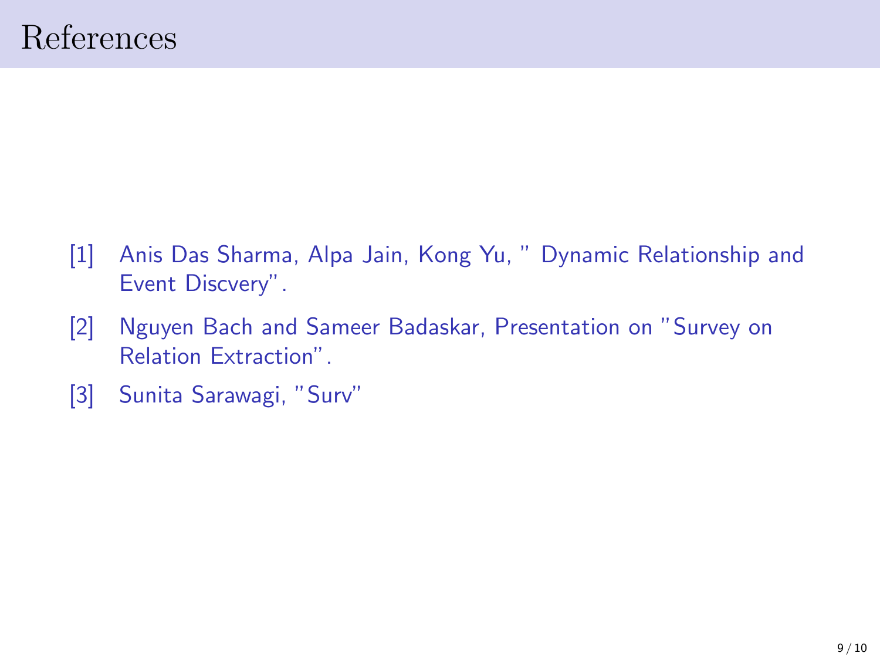# References

[1] Anis Das Sharma, Alpa Jain, Kong Yu, " Dynamic Relationship and Event Discvery".

[2] Nguyen Bach and Sameer Badaskar, Presentation on "Survey on Relation Extraction".

[3] Sunita Sarawagi, "Surv"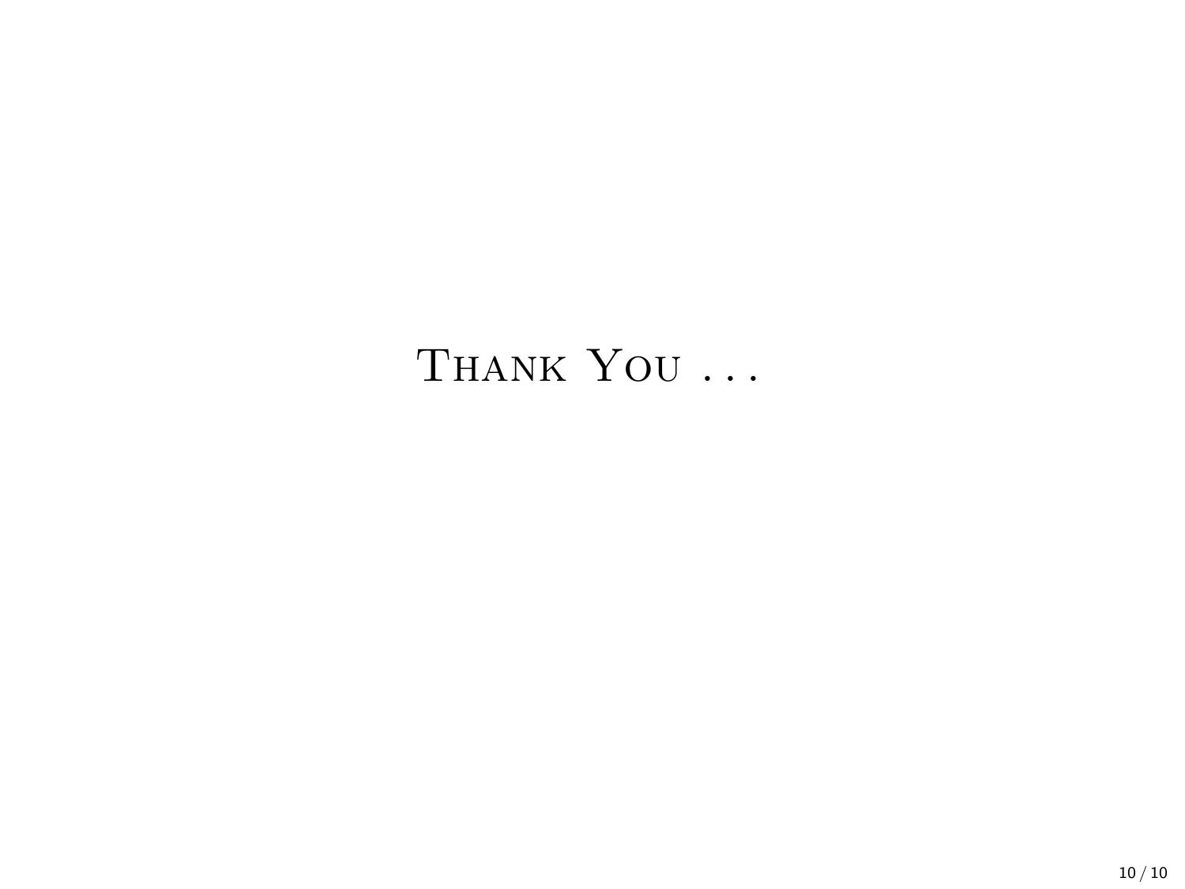THANK YOU . . .